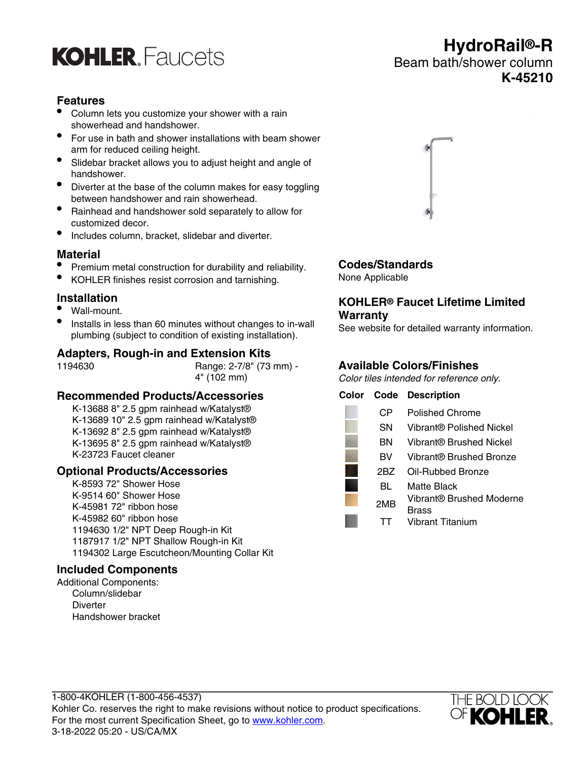KOHLER. Faucets

# HydroRail®-R

Beam bath/shower column

**K-45210**

## Features

- Column lets you customize your shower with a rain showerhead and handshower.
- For use in bath and shower installations with beam shower arm for reduced ceiling height.
- Slidebar bracket allows you to adjust height and angle of handshower.
- Diverter at the base of the column makes for easy toggling between handshower and rain showerhead.
- Rainhead and handshower sold separately to allow for customized decor.
- Includes column, bracket, slidebar and diverter.

## Material

- Premium metal construction for durability and reliability.
- KOHLER finishes resist corrosion and tarnishing.

## Installation

- Wall-mount.
- Installs in less than 60 minutes without changes to in-wall plumbing (subject to condition of existing installation).

## Adapters, Rough-in and Extension Kits

| | |
|---|---|
| 1194630 | Range: 2-7/8" (73 mm) - 4" (102 mm) |

## Recommended Products/Accessories

K-13688 8" 2.5 gpm rainhead w/Katalyst®
K-13689 10" 2.5 gpm rainhead w/Katalyst®
K-13692 8" 2.5 gpm rainhead w/Katalyst®
K-13695 8" 2.5 gpm rainhead w/Katalyst®
K-23723 Faucet cleaner

## Optional Products/Accessories

K-8593 72" Shower Hose
K-9514 60" Shower Hose
K-45981 72" ribbon hose
K-45982 60" ribbon hose
1194630 1/2" NPT Deep Rough-in Kit
1187917 1/2" NPT Shallow Rough-in Kit
1194302 Large Escutcheon/Mounting Collar Kit

## Included Components

Additional Components:
Column/slidebar
Diverter
Handshower bracket

## Codes/Standards

None Applicable

## KOHLER® Faucet Lifetime Limited Warranty

See website for detailed warranty information.

## Available Colors/Finishes

*Color tiles intended for reference only.*

| Color | Code | Description |
|---|---|---|
| | CP | Polished Chrome |
| | SN | Vibrant® Polished Nickel |
| | BN | Vibrant® Brushed Nickel |
| | BV | Vibrant® Brushed Bronze |
| | 2BZ | Oil-Rubbed Bronze |
| | BL | Matte Black |
| | 2MB | Vibrant® Brushed Moderne Brass |
| | TT | Vibrant Titanium |

1-800-4KOHLER (1-800-456-4537)
Kohler Co. reserves the right to make revisions without notice to product specifications.
For the most current Specification Sheet, go to www.kohler.com.
3-18-2022 05:20 - US/CA/MX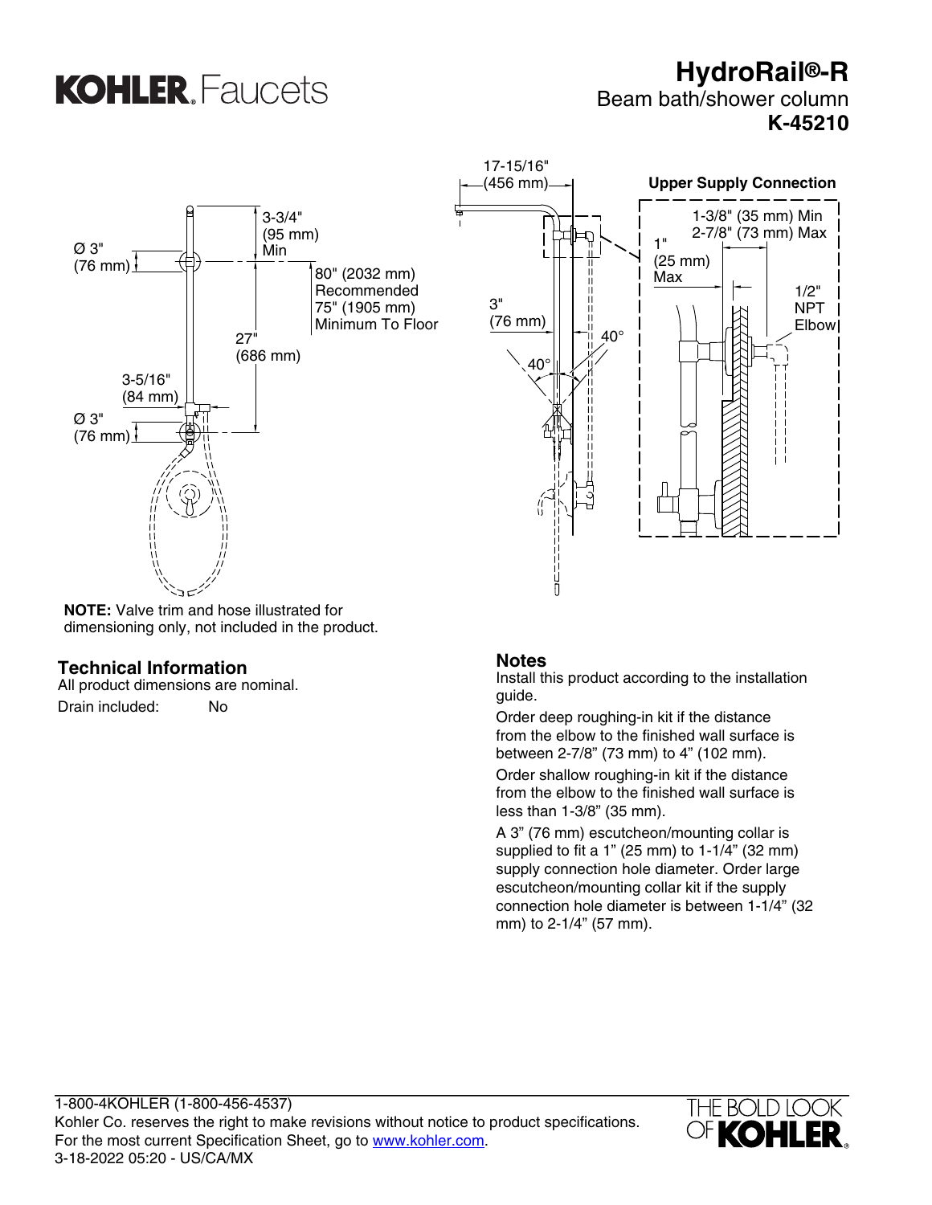# KOHLER. Faucets

## HydroRail®-R
Beam bath/shower column
**K-45210**

17-15/16"
(456 mm)

Upper Supply Connection

1-3/8" (35 mm) Min
2-7/8" (73 mm) Max

1"
(25 mm)
Max

1/2"
NPT
Elbow

Ø 3"
(76 mm)

3-3/4"
(95 mm)
Min

80" (2032 mm)
Recommended
75" (1905 mm)
Minimum To Floor

27"
(686 mm)

3-5/16"
(84 mm)

Ø 3"
(76 mm)

3"
(76 mm)

40°

40°

**NOTE:** Valve trim and hose illustrated for dimensioning only, not included in the product.

### Technical Information

All product dimensions are nominal.

| | |
|---|---|
| Drain included: | No |

### Notes

Install this product according to the installation guide.

Order deep roughing-in kit if the distance from the elbow to the finished wall surface is between 2-7/8" (73 mm) to 4" (102 mm).

Order shallow roughing-in kit if the distance from the elbow to the finished wall surface is less than 1-3/8" (35 mm).

A 3" (76 mm) escutcheon/mounting collar is supplied to fit a 1" (25 mm) to 1-1/4" (32 mm) supply connection hole diameter. Order large escutcheon/mounting collar kit if the supply connection hole diameter is between 1-1/4" (32 mm) to 2-1/4" (57 mm).

1-800-4KOHLER (1-800-456-4537)
Kohler Co. reserves the right to make revisions without notice to product specifications.
For the most current Specification Sheet, go to www.kohler.com.
3-18-2022 05:20 - US/CA/MX

THE BOLD LOOK OF KOHLER.